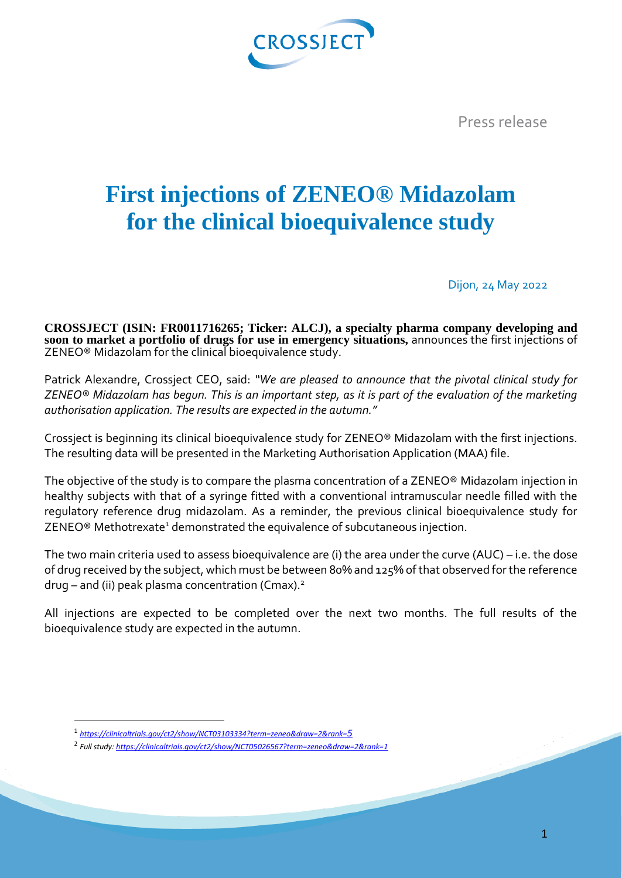Press release

# First injections of ZENEO® Midazolam for the clinical bioequivalence study

Dijon, 24 May 2022

**CROSSJECT (ISIN: FR0011716265; Ticker: ALCJ), a specialty pharma company developing and soon to market a portfolio of drugs for use in emergency situations,** announces the first injections of ZENEO® Midazolam for the clinical bioequivalence study.

Patrick Alexandre, Crossject CEO, said: *"We are pleased to announce that the pivotal clinical study for ZENEO® Midazolam has begun. This is an important step, as it is part of the evaluation of the marketing authorisation application. The results are expected in the autumn."*

Crossject is beginning its clinical bioequivalence study for ZENEO® Midazolam with the first injections. The resulting data will be presented in the Marketing Authorisation Application (MAA) file.

The objective of the study is to compare the plasma concentration of a ZENEO® Midazolam injection in healthy subjects with that of a syringe fitted with a conventional intramuscular needle filled with the regulatory reference drug midazolam. As a reminder, the previous clinical bioequivalence study for ZENEO® Methotrexate[1] demonstrated the equivalence of subcutaneous injection.

The two main criteria used to assess bioequivalence are (i) the area under the curve (AUC) – i.e. the dose of drug received by the subject, which must be between 80% and 125% of that observed for the reference drug – and (ii) peak plasma concentration (Cmax).[2]

All injections are expected to be completed over the next two months. The full results of the bioequivalence study are expected in the autumn.

---

[1] *https://clinicaltrials.gov/ct2/show/NCT03103334?term=zeneo&draw=2&rank=5*

[2] *Full study: https://clinicaltrials.gov/ct2/show/NCT05026567?term=zeneo&draw=2&rank=1*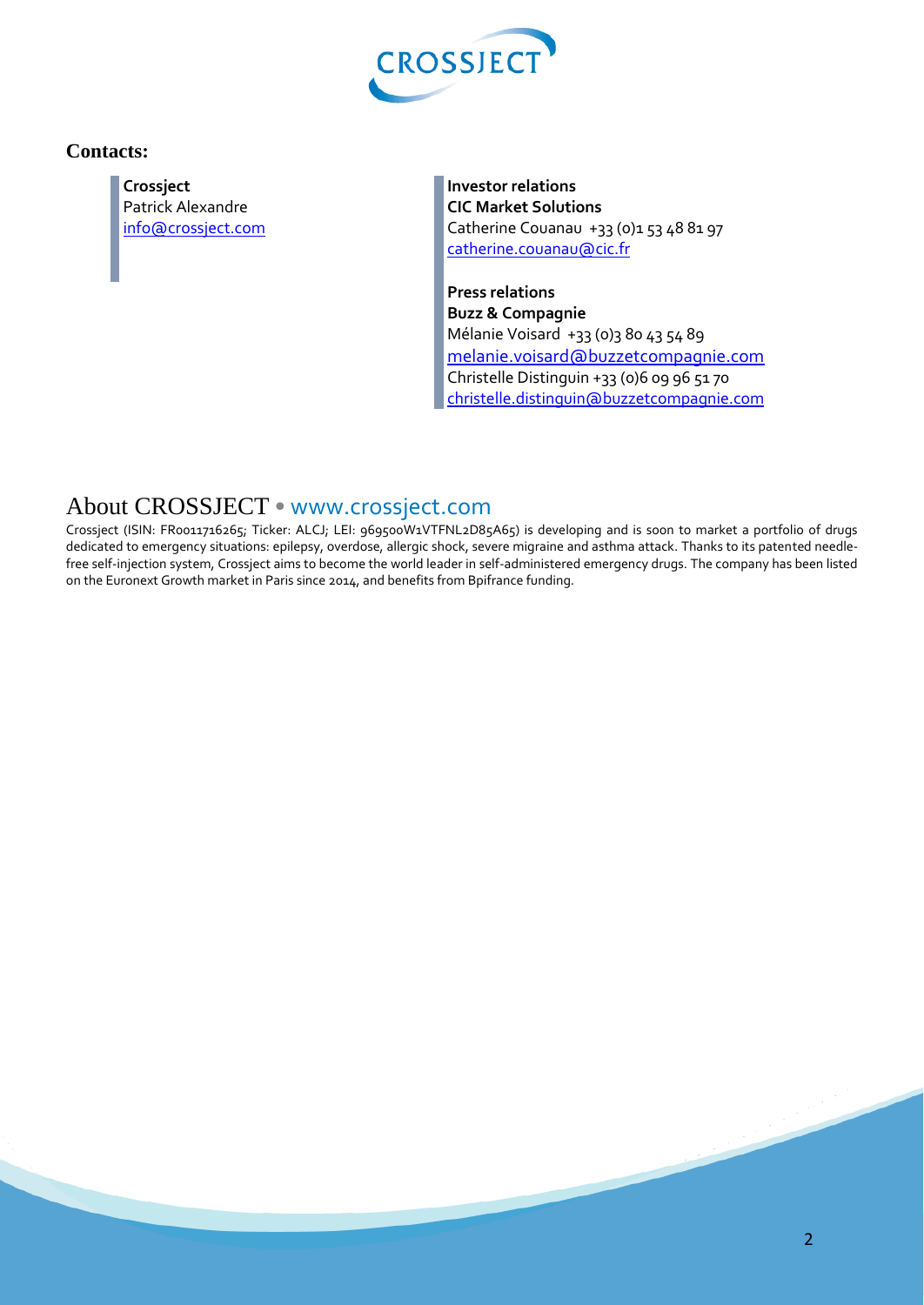**Contacts:**

**Crossject**
Patrick Alexandre
info@crossject.com

**Investor relations**
**CIC Market Solutions**
Catherine Couanau +33 (0)1 53 48 81 97
catherine.couanau@cic.fr

**Press relations**
**Buzz & Compagnie**
Mélanie Voisard +33 (0)3 80 43 54 89
melanie.voisard@buzzetcompagnie.com
Christelle Distinguin +33 (0)6 09 96 51 70
christelle.distinguin@buzzetcompagnie.com

## About CROSSJECT • www.crossject.com

Crossject (ISIN: FR0011716265; Ticker: ALCJ; LEI: 969500W1VTFNL2D85A65) is developing and is soon to market a portfolio of drugs dedicated to emergency situations: epilepsy, overdose, allergic shock, severe migraine and asthma attack. Thanks to its patented needle-free self-injection system, Crossject aims to become the world leader in self-administered emergency drugs. The company has been listed on the Euronext Growth market in Paris since 2014, and benefits from Bpifrance funding.